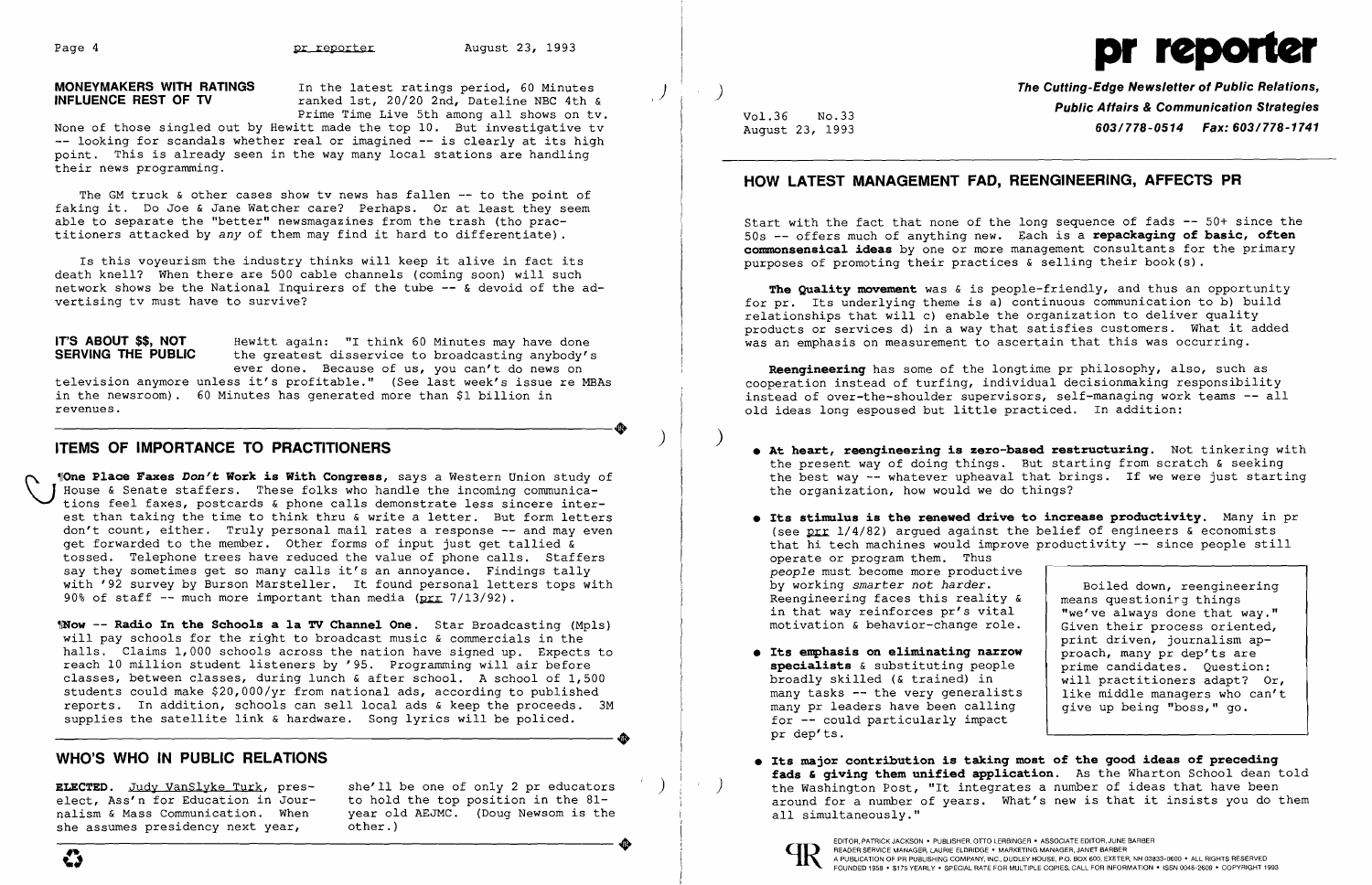## MONEYMAKERS WITH RATINGS INFLUENCE REST OF TV

In the latest ratings period, 60 Minutes ranked 1st, 20/20 2nd, Dateline NBC 4th & Prime Time Live 5th among all shows on tv. None of those singled out by Hewitt made the top 10. But investigative tv -- looking for scandals whether real or imagined -- is clearly at its high point. This is already seen in the way many local stations are handling their news programming.

The GM truck & other cases show tv news has fallen -- to the point of faking it. Do Joe & Jane Watcher care? Perhaps. Or at least they seem able to separate the "better" newsmagazines from the trash (tho practitioners attacked by *any* of them may find it hard to differentiate).

Is this voyeurism the industry thinks will keep it alive in fact its death knell? When there are 500 cable channels (coming soon) will such network shows be the National Inquirers of the tube -- & devoid of the advertising tv must have to survive?

## IT'S ABOUT $$, NOT SERVING THE PUBLIC

Hewitt again: "I think 60 Minutes may have done the greatest disservice to broadcasting anybody's ever done. Because of us, you can't do news on television anymore unless it's profitable." (See last week's issue re MBAs in the newsroom). 60 Minutes has generated more than $1 billion in revenues.

## ITEMS OF IMPORTANCE TO PRACTITIONERS

¶**One Place Faxes *Don't* Work is With Congress**, says a Western Union study of House & Senate staffers. These folks who handle the incoming communications feel faxes, postcards & phone calls demonstrate less sincere interest than taking the time to think thru & write a letter. But form letters don't count, either. Truly personal mail rates a response -- and may even get forwarded to the member. Other forms of input just get tallied & tossed. Telephone trees have reduced the value of phone calls. Staffers say they sometimes get so many calls it's an annoyance. Findings tally with '92 survey by Burson Marsteller. It found personal letters tops with 90% of staff -- much more important than media (prr 7/13/92).

¶**Now -- Radio In the Schools a la TV Channel One**. Star Broadcasting (Mpls) will pay schools for the right to broadcast music & commercials in the halls. Claims 1,000 schools across the nation have signed up. Expects to reach 10 million student listeners by '95. Programming will air before classes, between classes, during lunch & after school. A school of 1,500 students could make $20,000/yr from national ads, according to published reports. In addition, schools can sell local ads & keep the proceeds. 3M supplies the satellite link & hardware. Song lyrics will be policed.

## WHO'S WHO IN PUBLIC RELATIONS

**ELECTED**. Judy VanSlyke Turk, president-elect, Ass'n for Education in Journalism & Mass Communication. When she assumes presidency next year, she'll be one of only 2 pr educators to hold the top position in the 81-year old AEJMC. (Doug Newsom is the other.)

---

# pr reporter

**The Cutting-Edge Newsletter of Public Relations, Public Affairs & Communication Strategies**

Vol.36 No.33
August 23, 1993

**603/778-0514 Fax: 603/778-1741**

## HOW LATEST MANAGEMENT FAD, REENGINEERING, AFFECTS PR

Start with the fact that none of the long sequence of fads -- 50+ since the 50s -- offers much of anything new. Each is a **repackaging of basic, often commonsensical ideas** by one or more management consultants for the primary purposes of promoting their practices & selling their book(s).

**The Quality movement** was & is people-friendly, and thus an opportunity for pr. Its underlying theme is a) continuous communication to b) build relationships that will c) enable the organization to deliver quality products or services d) in a way that satisfies customers. What it added was an emphasis on measurement to ascertain that this was occurring.

**Reengineering** has some of the longtime pr philosophy, also, such as cooperation instead of turfing, individual decisionmaking responsibility instead of over-the-shoulder supervisors, self-managing work teams -- all old ideas long espoused but little practiced. In addition:

- **At heart, reengineering is zero-based restructuring.** Not tinkering with the present way of doing things. But starting from scratch & seeking the best way -- whatever upheaval that brings. If we were just starting the organization, how would we do things?

- **Its stimulus is the renewed drive to increase productivity.** Many in pr (see prr 1/4/82) argued against the belief of engineers & economists that hi tech machines would improve productivity -- since people still operate or program them. Thus *people* must become more productive by working *smarter not harder*. Reengineering faces this reality & in that way reinforces pr's vital motivation & behavior-change role.

- **Its emphasis on eliminating narrow specialists** & substituting people broadly skilled (& trained) in many tasks -- the very generalists many pr leaders have been calling for -- could particularly impact pr dep'ts.

> Boiled down, reengineering means questioning things "we've always done that way." Given their process oriented, print driven, journalism approach, many pr dep'ts are prime candidates. Question: will practitioners adapt? Or, like middle managers who can't give up being "boss," go.

- **Its major contribution is taking most of the good ideas of preceding fads & giving them unified application.** As the Wharton School dean told the Washington Post, "It integrates a number of ideas that have been around for a number of years. What's new is that it insists you do them all simultaneously."

EDITOR, PATRICK JACKSON • PUBLISHER, OTTO LERBINGER • ASSOCIATE EDITOR, JUNE BARBER
READER SERVICE MANAGER, LAURIE ELDRIDGE • MARKETING MANAGER, JANET BARBER
A PUBLICATION OF PR PUBLISHING COMPANY, INC., DUDLEY HOUSE, P.O. BOX 600, EXETER, NH 03833-0600 • ALL RIGHTS RESERVED
FOUNDED 1958 • $175 YEARLY • SPECIAL RATE FOR MULTIPLE COPIES: CALL FOR INFORMATION • ISSN 0048-2609 • COPYRIGHT 1993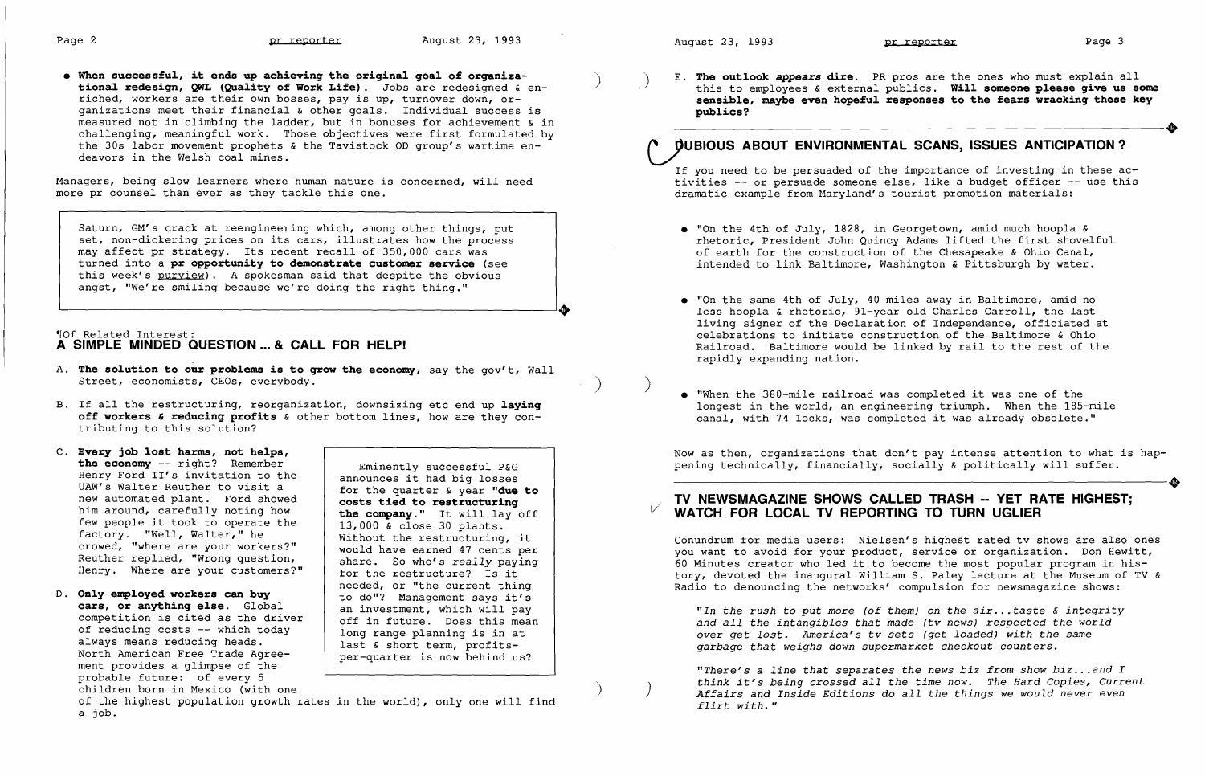- **When successful, it ends up achieving the original goal of organizational redesign, QWL (Quality of Work Life).** Jobs are redesigned & enriched, workers are their own bosses, pay is up, turnover down, organizations meet their financial & other goals. Individual success is measured not in climbing the ladder, but in bonuses for achievement & in challenging, meaningful work. Those objectives were first formulated by the 30s labor movement prophets & the Tavistock OD group's wartime endeavors in the Welsh coal mines.

Managers, being slow learners where human nature is concerned, will need more pr counsel than ever as they tackle this one.

> Saturn, GM's crack at reengineering which, among other things, put set, non-dickering prices on its cars, illustrates how the process may affect pr strategy. Its recent recall of 350,000 cars was turned into a **pr opportunity to demonstrate customer service** (see this week's purview). A spokesman said that despite the obvious angst, "We're smiling because we're doing the right thing."

¶Of Related Interest:

## A SIMPLE MINDED QUESTION ... & CALL FOR HELP!

A. **The solution to our problems is to grow the economy**, say the gov't, Wall Street, economists, CEOs, everybody.

B. If all the restructuring, reorganization, downsizing etc end up **laying off workers & reducing profits** & other bottom lines, how are they contributing to this solution?

C. **Every job lost harms, not helps, the economy** -- right? Remember Henry Ford II's invitation to the UAW's Walter Reuther to visit a new automated plant. Ford showed him around, carefully noting how few people it took to operate the factory. "Well, Walter," he crowed, "where are your workers?" Reuther replied, "Wrong question, Henry. Where are your customers?"

D. **Only employed workers can buy cars, or anything else.** Global competition is cited as the driver of reducing costs -- which today always means reducing heads. North American Free Trade Agreement provides a glimpse of the probable future: of every 5 children born in Mexico (with one of the highest population growth rates in the world), only one will find a job.

> Eminently successful P&G announces it had big losses for the quarter & year **"due to costs tied to restructuring the company."** It will lay off 13,000 & close 30 plants. Without the restructuring, it would have earned 47 cents per share. So who's *really* paying for the restructure? Is it needed, or "the current thing to do"? Management says it's an investment, which will pay off in future. Does this mean long range planning is in at last & short term, profits-per-quarter is now behind us?

E. **The outlook *appears* dire.** PR pros are the ones who must explain all this to employees & external publics. **Will someone please give us some sensible, maybe even hopeful responses to the fears wracking these key publics?**

## DUBIOUS ABOUT ENVIRONMENTAL SCANS, ISSUES ANTICIPATION?

If you need to be persuaded of the importance of investing in these activities -- or persuade someone else, like a budget officer -- use this dramatic example from Maryland's tourist promotion materials:

- "On the 4th of July, 1828, in Georgetown, amid much hoopla & rhetoric, President John Quincy Adams lifted the first shovelful of earth for the construction of the Chesapeake & Ohio Canal, intended to link Baltimore, Washington & Pittsburgh by water.
- "On the same 4th of July, 40 miles away in Baltimore, amid no less hoopla & rhetoric, 91-year old Charles Carroll, the last living signer of the Declaration of Independence, officiated at celebrations to initiate construction of the Baltimore & Ohio Railroad. Baltimore would be linked by rail to the rest of the rapidly expanding nation.
- "When the 380-mile railroad was completed it was one of the longest in the world, an engineering triumph. When the 185-mile canal, with 74 locks, was completed it was already obsolete."

Now as then, organizations that don't pay intense attention to what is happening technically, financially, socially & politically will suffer.

## TV NEWSMAGAZINE SHOWS CALLED TRASH -- YET RATE HIGHEST; WATCH FOR LOCAL TV REPORTING TO TURN UGLIER

Conundrum for media users: Nielsen's highest rated tv shows are also ones you want to avoid for your product, service or organization. Don Hewitt, 60 Minutes creator who led it to become the most popular program in history, devoted the inaugural William S. Paley lecture at the Museum of TV & Radio to denouncing the networks' compulsion for newsmagazine shows:

> *"In the rush to put more (of them) on the air...taste & integrity and all the intangibles that made (tv news) respected the world over get lost. America's tv sets (get loaded) with the same garbage that weighs down supermarket checkout counters.*
>
> *"There's a line that separates the news biz from show biz...and I think it's being crossed all the time now. The Hard Copies, Current Affairs and Inside Editions do all the things we would never even flirt with."*